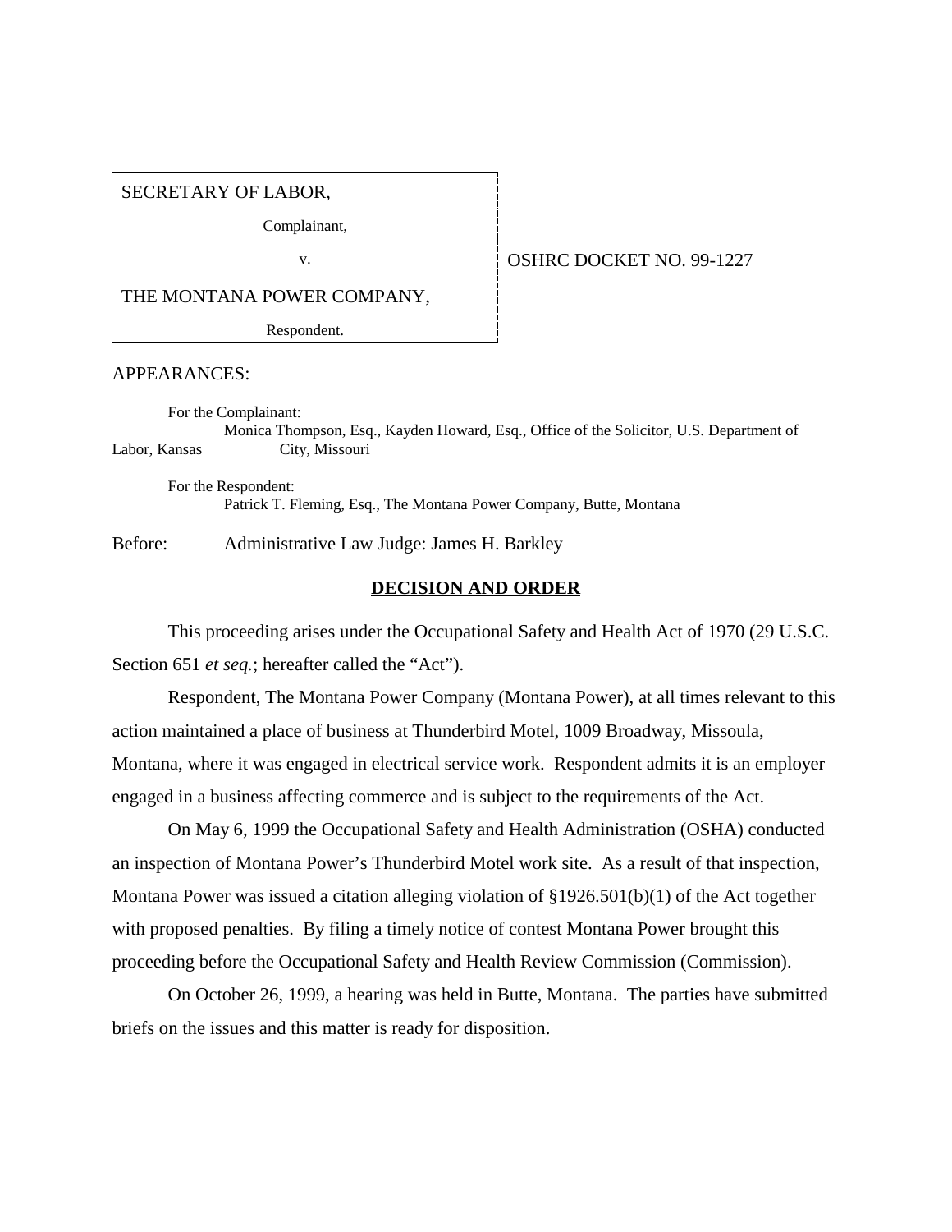SECRETARY OF LABOR,

Complainant,

v.

THE MONTANA POWER COMPANY,

Respondent.

OSHRC DOCKET NO. 99-1227

APPEARANCES:

For the Complainant:
Monica Thompson, Esq., Kayden Howard, Esq., Office of the Solicitor, U.S. Department of Labor, Kansas City, Missouri

For the Respondent:
Patrick T. Fleming, Esq., The Montana Power Company, Butte, Montana

Before: Administrative Law Judge: James H. Barkley

## DECISION AND ORDER

This proceeding arises under the Occupational Safety and Health Act of 1970 (29 U.S.C. Section 651 *et seq.*; hereafter called the "Act").

Respondent, The Montana Power Company (Montana Power), at all times relevant to this action maintained a place of business at Thunderbird Motel, 1009 Broadway, Missoula, Montana, where it was engaged in electrical service work. Respondent admits it is an employer engaged in a business affecting commerce and is subject to the requirements of the Act.

On May 6, 1999 the Occupational Safety and Health Administration (OSHA) conducted an inspection of Montana Power's Thunderbird Motel work site. As a result of that inspection, Montana Power was issued a citation alleging violation of §1926.501(b)(1) of the Act together with proposed penalties. By filing a timely notice of contest Montana Power brought this proceeding before the Occupational Safety and Health Review Commission (Commission).

On October 26, 1999, a hearing was held in Butte, Montana. The parties have submitted briefs on the issues and this matter is ready for disposition.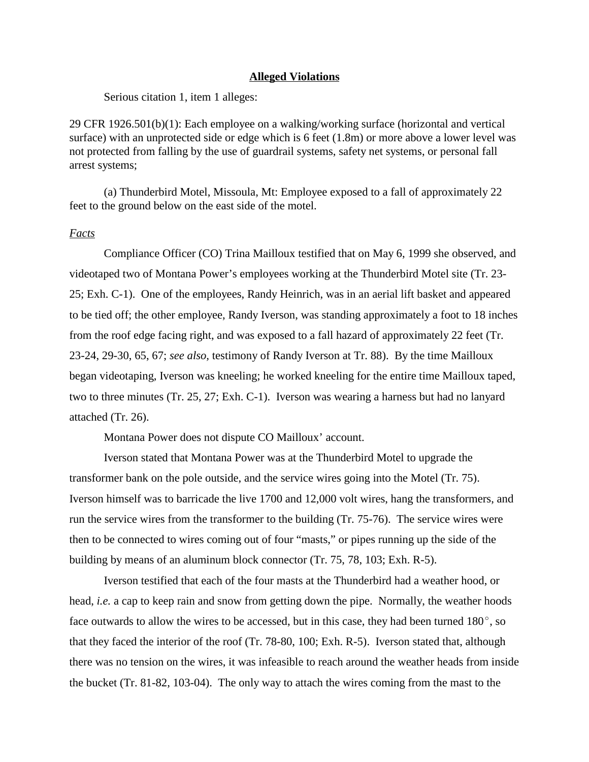## Alleged Violations

Serious citation 1, item 1 alleges:

29 CFR 1926.501(b)(1): Each employee on a walking/working surface (horizontal and vertical surface) with an unprotected side or edge which is 6 feet (1.8m) or more above a lower level was not protected from falling by the use of guardrail systems, safety net systems, or personal fall arrest systems;

(a) Thunderbird Motel, Missoula, Mt: Employee exposed to a fall of approximately 22 feet to the ground below on the east side of the motel.

*Facts*

Compliance Officer (CO) Trina Mailloux testified that on May 6, 1999 she observed, and videotaped two of Montana Power's employees working at the Thunderbird Motel site (Tr. 23-25; Exh. C-1). One of the employees, Randy Heinrich, was in an aerial lift basket and appeared to be tied off; the other employee, Randy Iverson, was standing approximately a foot to 18 inches from the roof edge facing right, and was exposed to a fall hazard of approximately 22 feet (Tr. 23-24, 29-30, 65, 67; *see also,* testimony of Randy Iverson at Tr. 88). By the time Mailloux began videotaping, Iverson was kneeling; he worked kneeling for the entire time Mailloux taped, two to three minutes (Tr. 25, 27; Exh. C-1). Iverson was wearing a harness but had no lanyard attached (Tr. 26).

Montana Power does not dispute CO Mailloux' account.

Iverson stated that Montana Power was at the Thunderbird Motel to upgrade the transformer bank on the pole outside, and the service wires going into the Motel (Tr. 75). Iverson himself was to barricade the live 1700 and 12,000 volt wires, hang the transformers, and run the service wires from the transformer to the building (Tr. 75-76). The service wires were then to be connected to wires coming out of four "masts," or pipes running up the side of the building by means of an aluminum block connector (Tr. 75, 78, 103; Exh. R-5).

Iverson testified that each of the four masts at the Thunderbird had a weather hood, or head, *i.e.* a cap to keep rain and snow from getting down the pipe. Normally, the weather hoods face outwards to allow the wires to be accessed, but in this case, they had been turned 180°, so that they faced the interior of the roof (Tr. 78-80, 100; Exh. R-5). Iverson stated that, although there was no tension on the wires, it was infeasible to reach around the weather heads from inside the bucket (Tr. 81-82, 103-04). The only way to attach the wires coming from the mast to the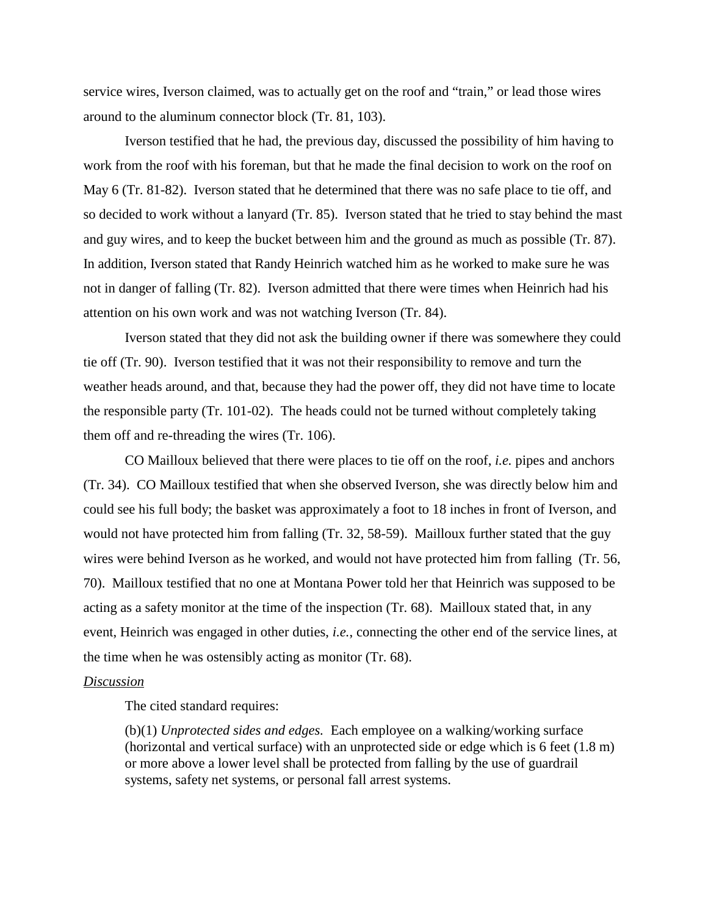service wires, Iverson claimed, was to actually get on the roof and "train," or lead those wires around to the aluminum connector block (Tr. 81, 103).

Iverson testified that he had, the previous day, discussed the possibility of him having to work from the roof with his foreman, but that he made the final decision to work on the roof on May 6 (Tr. 81-82). Iverson stated that he determined that there was no safe place to tie off, and so decided to work without a lanyard (Tr. 85). Iverson stated that he tried to stay behind the mast and guy wires, and to keep the bucket between him and the ground as much as possible (Tr. 87). In addition, Iverson stated that Randy Heinrich watched him as he worked to make sure he was not in danger of falling (Tr. 82). Iverson admitted that there were times when Heinrich had his attention on his own work and was not watching Iverson (Tr. 84).

Iverson stated that they did not ask the building owner if there was somewhere they could tie off (Tr. 90). Iverson testified that it was not their responsibility to remove and turn the weather heads around, and that, because they had the power off, they did not have time to locate the responsible party (Tr. 101-02). The heads could not be turned without completely taking them off and re-threading the wires (Tr. 106).

CO Mailloux believed that there were places to tie off on the roof, *i.e.* pipes and anchors (Tr. 34). CO Mailloux testified that when she observed Iverson, she was directly below him and could see his full body; the basket was approximately a foot to 18 inches in front of Iverson, and would not have protected him from falling (Tr. 32, 58-59). Mailloux further stated that the guy wires were behind Iverson as he worked, and would not have protected him from falling (Tr. 56, 70). Mailloux testified that no one at Montana Power told her that Heinrich was supposed to be acting as a safety monitor at the time of the inspection (Tr. 68). Mailloux stated that, in any event, Heinrich was engaged in other duties, *i.e.*, connecting the other end of the service lines, at the time when he was ostensibly acting as monitor (Tr. 68).

<u>*Discussion*</u>

The cited standard requires:

> (b)(1) *Unprotected sides and edges.* Each employee on a walking/working surface (horizontal and vertical surface) with an unprotected side or edge which is 6 feet (1.8 m) or more above a lower level shall be protected from falling by the use of guardrail systems, safety net systems, or personal fall arrest systems.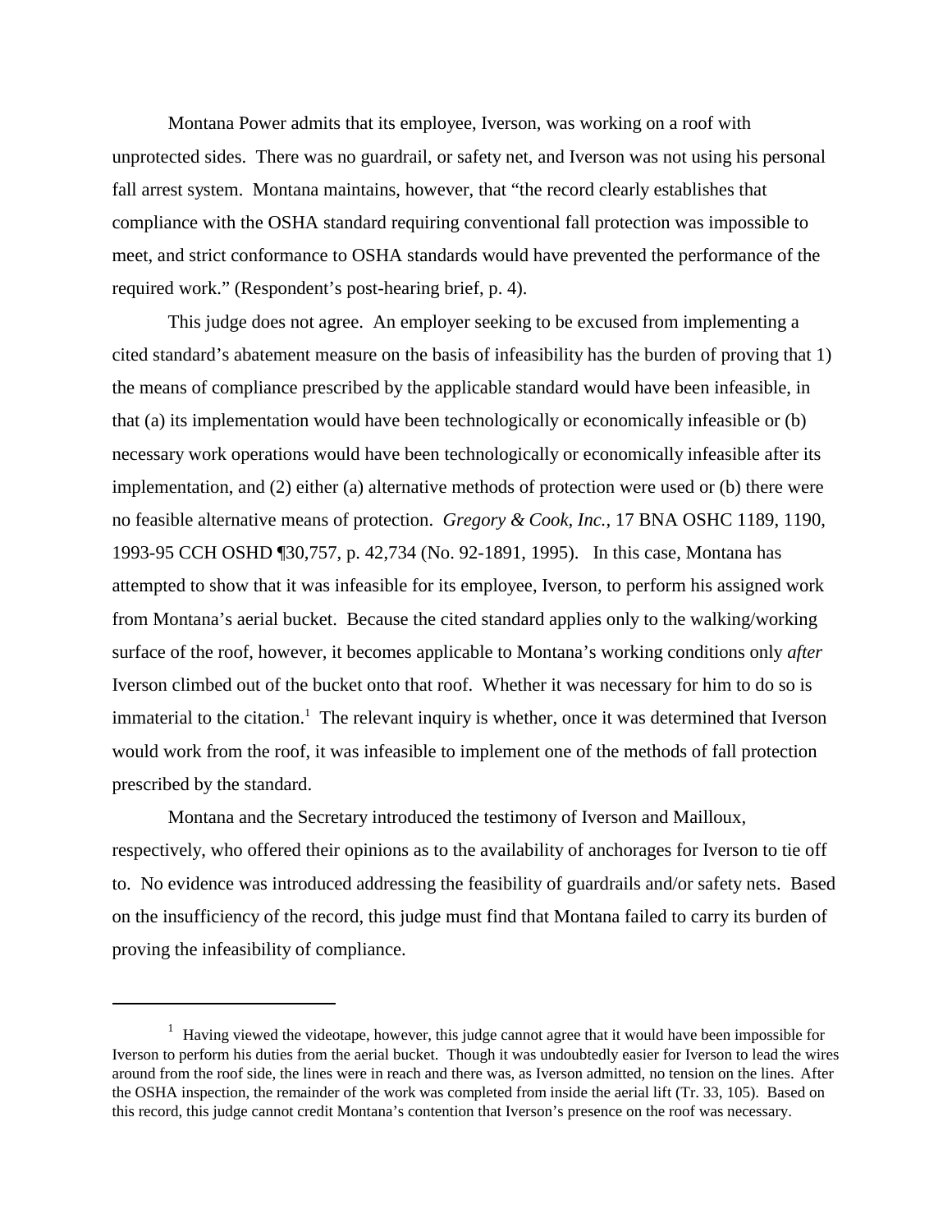Montana Power admits that its employee, Iverson, was working on a roof with unprotected sides. There was no guardrail, or safety net, and Iverson was not using his personal fall arrest system. Montana maintains, however, that "the record clearly establishes that compliance with the OSHA standard requiring conventional fall protection was impossible to meet, and strict conformance to OSHA standards would have prevented the performance of the required work." (Respondent's post-hearing brief, p. 4).

This judge does not agree. An employer seeking to be excused from implementing a cited standard's abatement measure on the basis of infeasibility has the burden of proving that 1) the means of compliance prescribed by the applicable standard would have been infeasible, in that (a) its implementation would have been technologically or economically infeasible or (b) necessary work operations would have been technologically or economically infeasible after its implementation, and (2) either (a) alternative methods of protection were used or (b) there were no feasible alternative means of protection. *Gregory & Cook, Inc.,* 17 BNA OSHC 1189, 1190, 1993-95 CCH OSHD ¶30,757, p. 42,734 (No. 92-1891, 1995). In this case, Montana has attempted to show that it was infeasible for its employee, Iverson, to perform his assigned work from Montana's aerial bucket. Because the cited standard applies only to the walking/working surface of the roof, however, it becomes applicable to Montana's working conditions only *after* Iverson climbed out of the bucket onto that roof. Whether it was necessary for him to do so is immaterial to the citation.[1] The relevant inquiry is whether, once it was determined that Iverson would work from the roof, it was infeasible to implement one of the methods of fall protection prescribed by the standard.

Montana and the Secretary introduced the testimony of Iverson and Mailloux, respectively, who offered their opinions as to the availability of anchorages for Iverson to tie off to. No evidence was introduced addressing the feasibility of guardrails and/or safety nets. Based on the insufficiency of the record, this judge must find that Montana failed to carry its burden of proving the infeasibility of compliance.

---

[1] Having viewed the videotape, however, this judge cannot agree that it would have been impossible for Iverson to perform his duties from the aerial bucket. Though it was undoubtedly easier for Iverson to lead the wires around from the roof side, the lines were in reach and there was, as Iverson admitted, no tension on the lines. After the OSHA inspection, the remainder of the work was completed from inside the aerial lift (Tr. 33, 105). Based on this record, this judge cannot credit Montana's contention that Iverson's presence on the roof was necessary.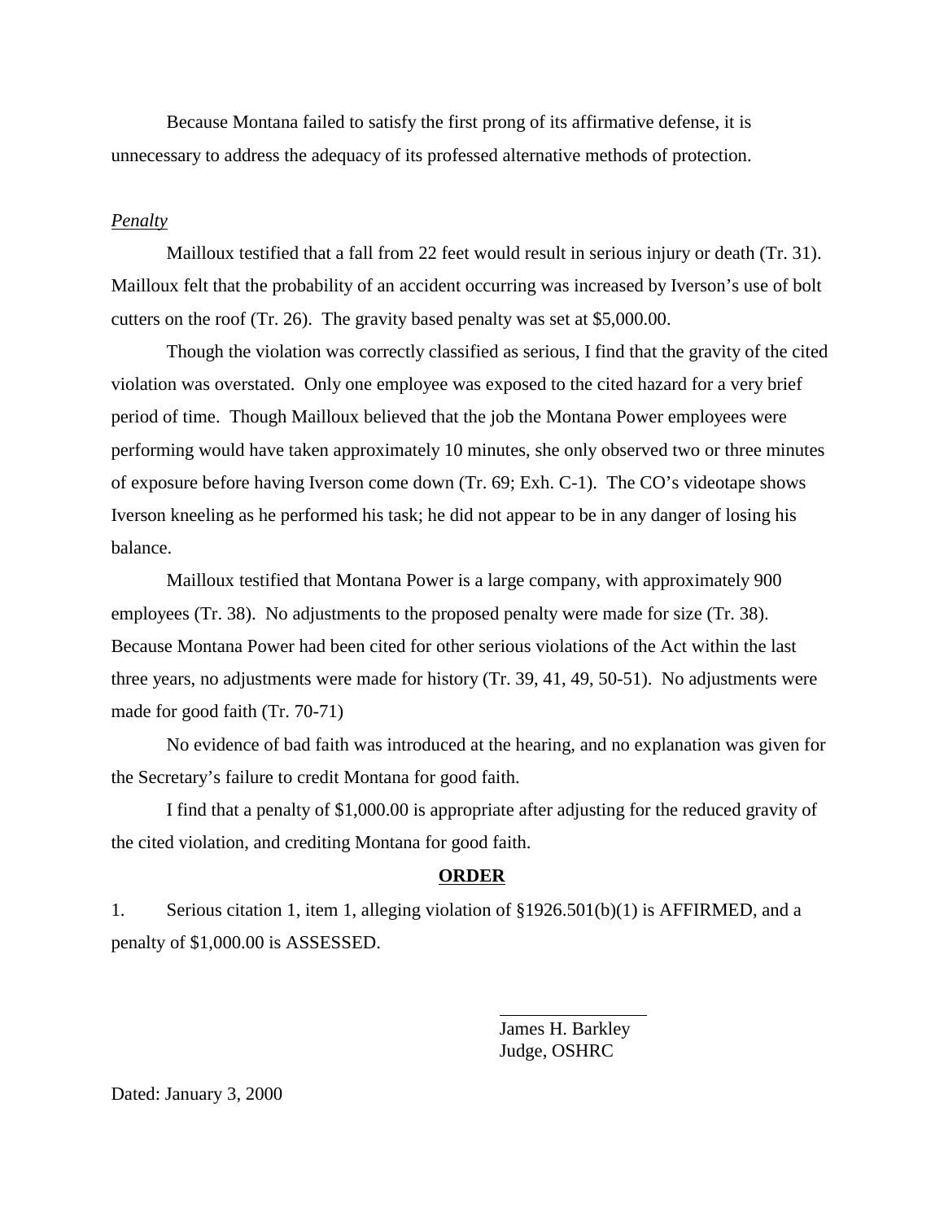Because Montana failed to satisfy the first prong of its affirmative defense, it is unnecessary to address the adequacy of its professed alternative methods of protection.

*Penalty*

Mailloux testified that a fall from 22 feet would result in serious injury or death (Tr. 31). Mailloux felt that the probability of an accident occurring was increased by Iverson's use of bolt cutters on the roof (Tr. 26). The gravity based penalty was set at $5,000.00.

Though the violation was correctly classified as serious, I find that the gravity of the cited violation was overstated. Only one employee was exposed to the cited hazard for a very brief period of time. Though Mailloux believed that the job the Montana Power employees were performing would have taken approximately 10 minutes, she only observed two or three minutes of exposure before having Iverson come down (Tr. 69; Exh. C-1). The CO's videotape shows Iverson kneeling as he performed his task; he did not appear to be in any danger of losing his balance.

Mailloux testified that Montana Power is a large company, with approximately 900 employees (Tr. 38). No adjustments to the proposed penalty were made for size (Tr. 38). Because Montana Power had been cited for other serious violations of the Act within the last three years, no adjustments were made for history (Tr. 39, 41, 49, 50-51). No adjustments were made for good faith (Tr. 70-71)

No evidence of bad faith was introduced at the hearing, and no explanation was given for the Secretary's failure to credit Montana for good faith.

I find that a penalty of $1,000.00 is appropriate after adjusting for the reduced gravity of the cited violation, and crediting Montana for good faith.

**ORDER**

1. Serious citation 1, item 1, alleging violation of §1926.501(b)(1) is AFFIRMED, and a penalty of $1,000.00 is ASSESSED.

James H. Barkley
Judge, OSHRC

Dated: January 3, 2000